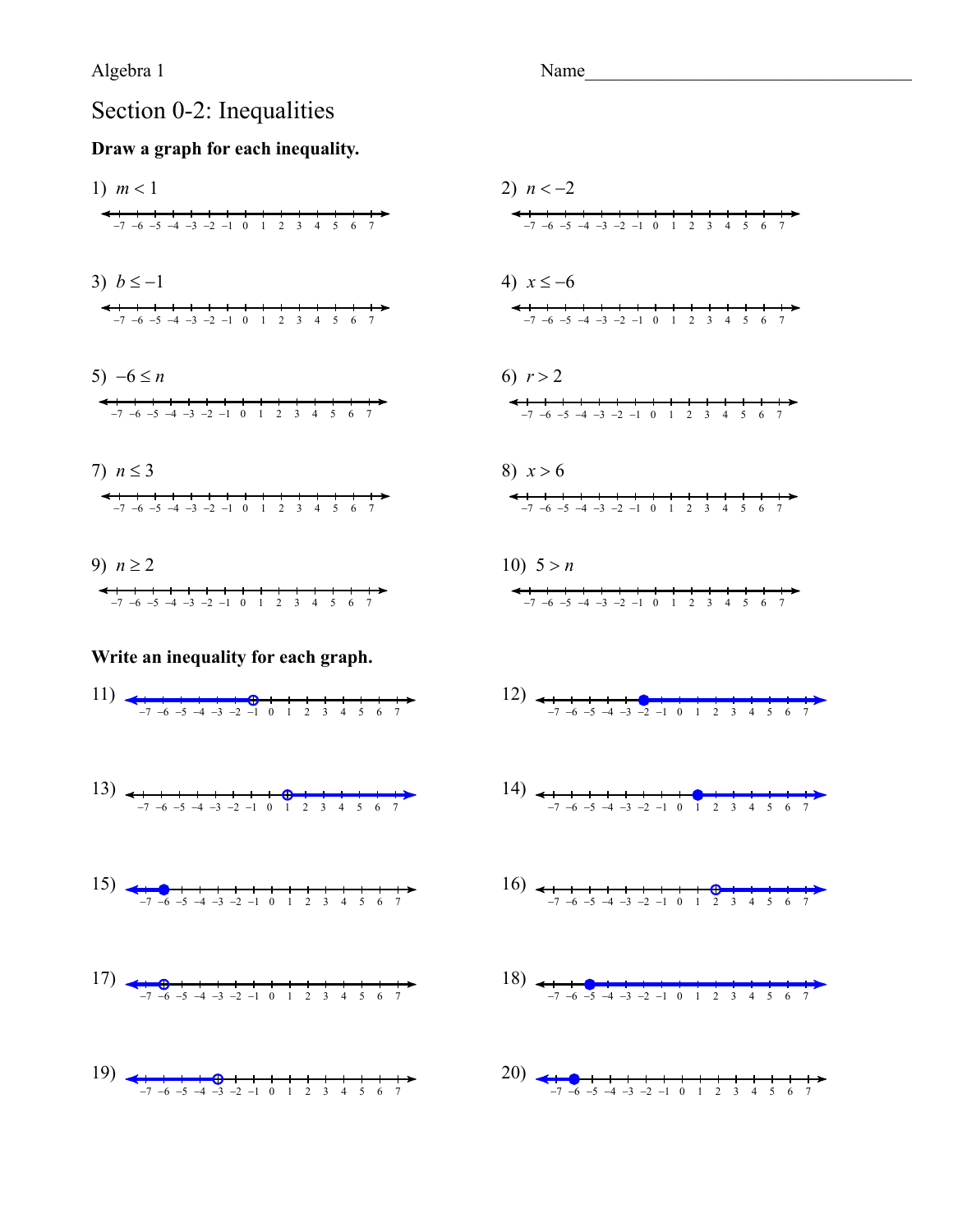Algebra 1

Name____________________________________

# Section 0-2: Inequalities

**Draw a graph for each inequality.**

1) $m < 1$

2) $n < -2$

3) $b \leq -1$

4) $x \leq -6$

5) $-6 \leq n$

6) $r > 2$

7) $n \leq 3$

8) $x > 6$

9) $n \geq 2$

10) $5 > n$

**Write an inequality for each graph.**

11)

12)

13)

14)

15)

16)

17)

18)

19)

20)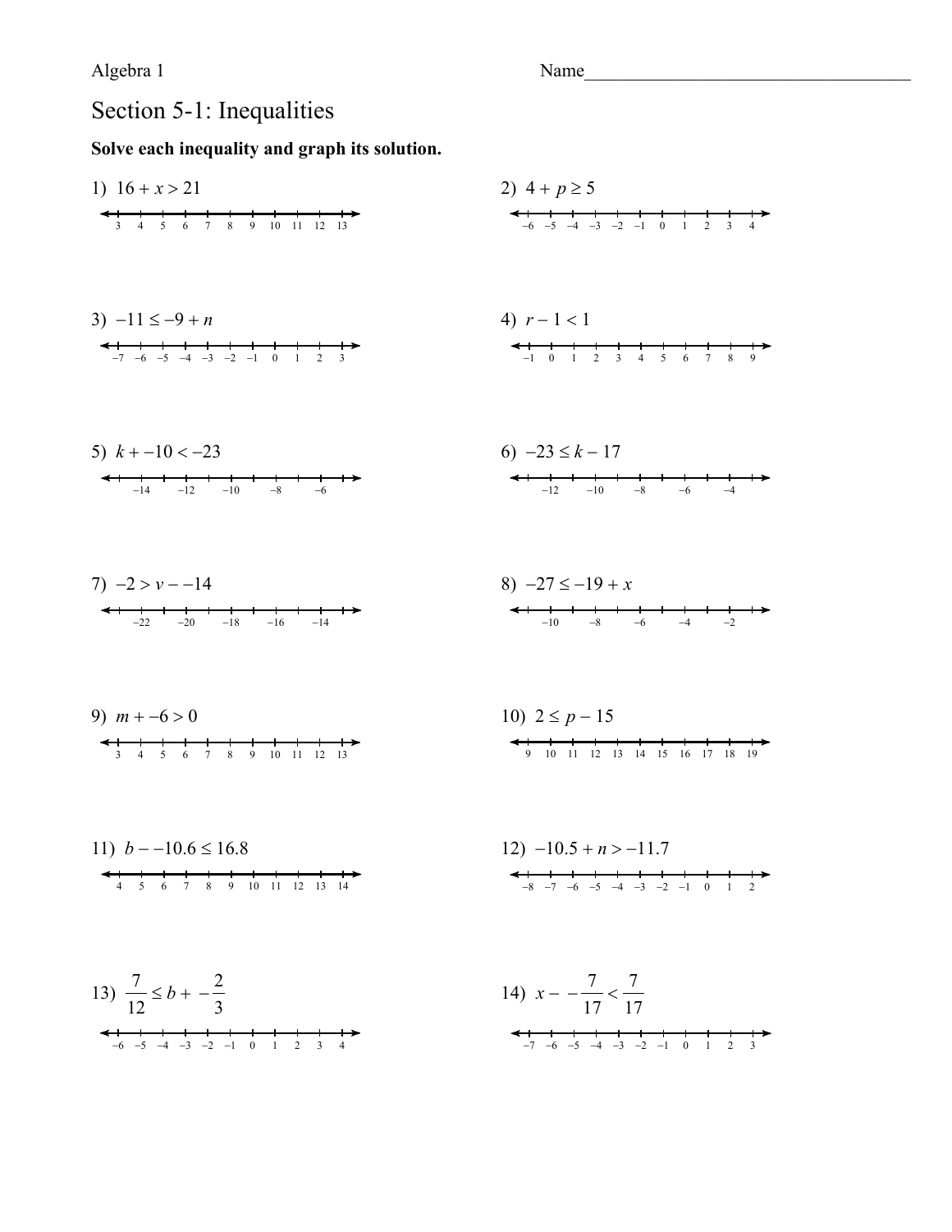Algebra 1

Name____________________________________

# Section 5-1: Inequalities

**Solve each inequality and graph its solution.**

1) $16 + x > 21$

2) $4 + p \geq 5$

3) $-11 \leq -9 + n$

4) $r - 1 < 1$

5) $k + -10 < -23$

6) $-23 \leq k - 17$

7) $-2 > v - -14$

8) $-27 \leq -19 + x$

9) $m + -6 > 0$

10) $2 \leq p - 15$

11) $b - -10.6 \leq 16.8$

12) $-10.5 + n > -11.7$

13) $\frac{7}{12} \leq b + -\frac{2}{3}$

14) $x - -\frac{7}{17} < \frac{7}{17}$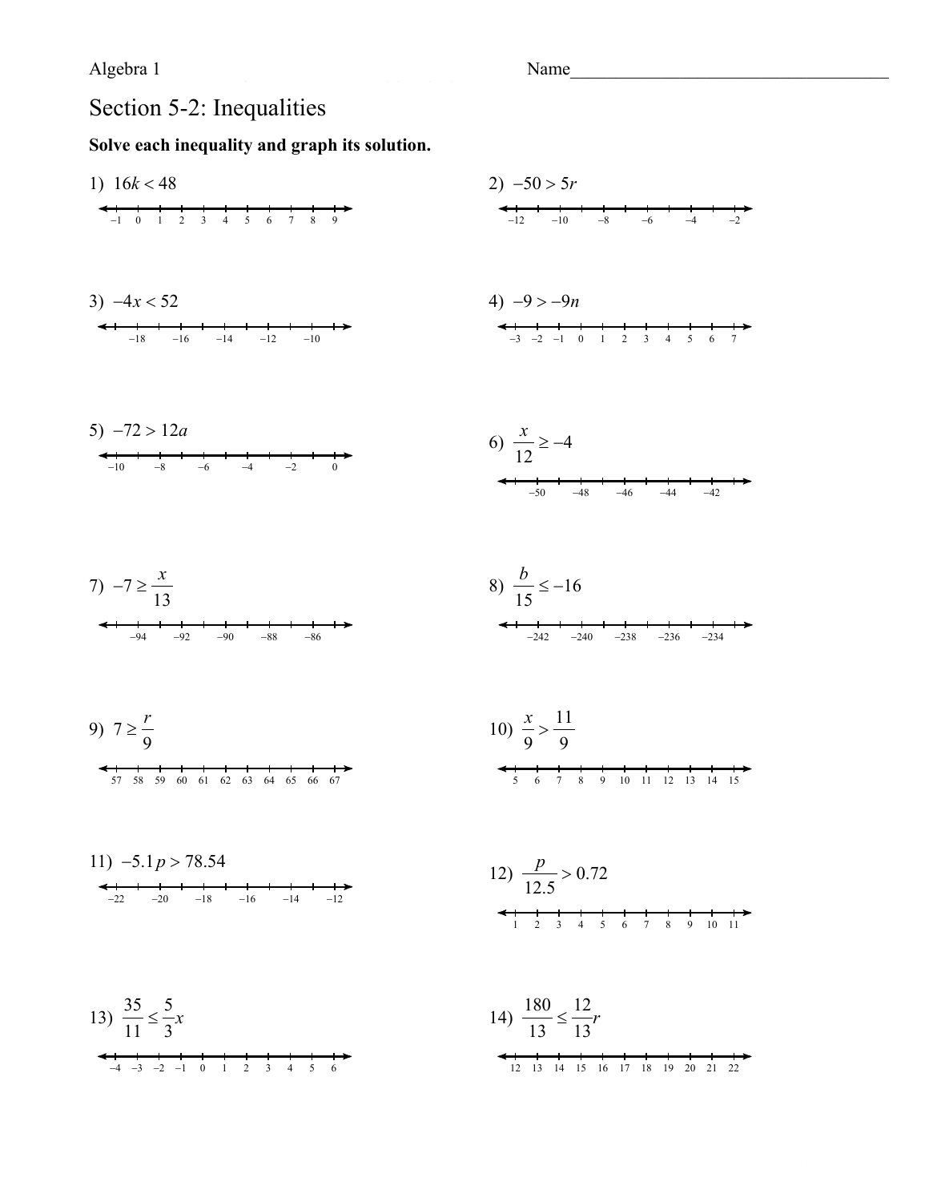Algebra 1

Name____________________________________

# Section 5-2: Inequalities

**Solve each inequality and graph its solution.**

1) $16k < 48$

2) $-50 > 5r$

3) $-4x < 52$

4) $-9 > -9n$

5) $-72 > 12a$

6) $\dfrac{x}{12} \geq -4$

7) $-7 \geq \dfrac{x}{13}$

8) $\dfrac{b}{15} \leq -16$

9) $7 \geq \dfrac{r}{9}$

10) $\dfrac{x}{9} > \dfrac{11}{9}$

11) $-5.1p > 78.54$

12) $\dfrac{p}{12.5} > 0.72$

13) $\dfrac{35}{11} \leq \dfrac{5}{3}x$

14) $\dfrac{180}{13} \leq \dfrac{12}{13}r$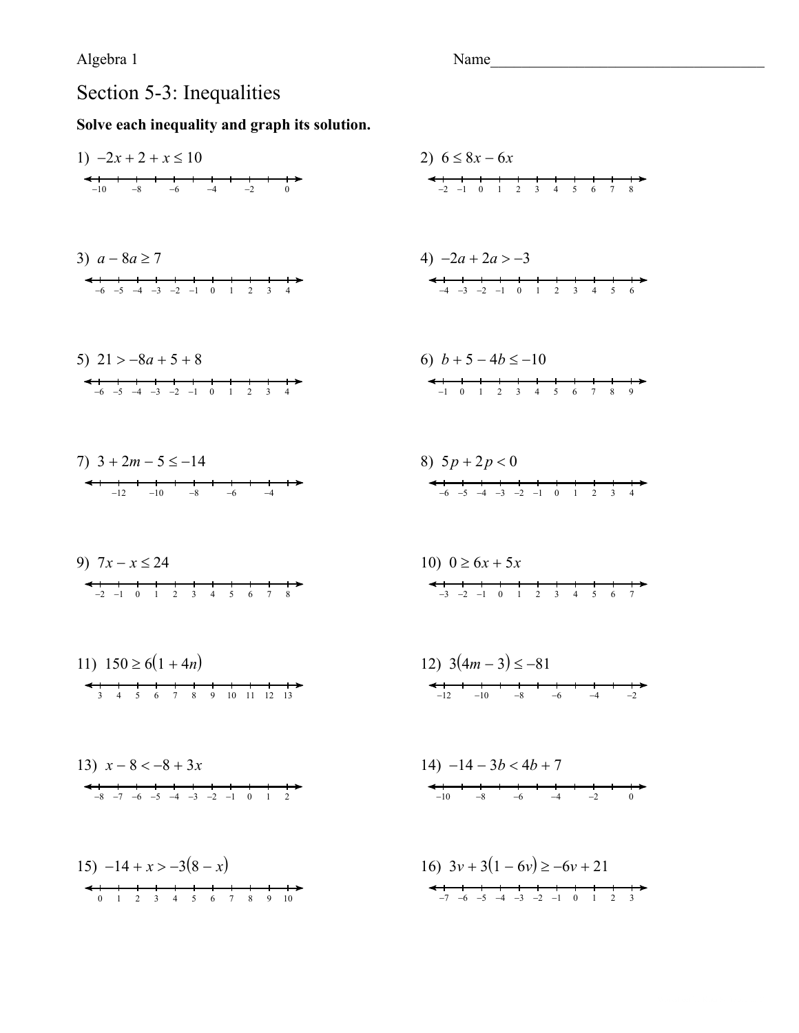Algebra 1

Name_______________________________________

# Section 5-3: Inequalities

**Solve each inequality and graph its solution.**

1) $-2x + 2 + x \leq 10$

2) $6 \leq 8x - 6x$

3) $a - 8a \geq 7$

4) $-2a + 2a > -3$

5) $21 > -8a + 5 + 8$

6) $b + 5 - 4b \leq -10$

7) $3 + 2m - 5 \leq -14$

8) $5p + 2p < 0$

9) $7x - x \leq 24$

10) $0 \geq 6x + 5x$

11) $150 \geq 6(1 + 4n)$

12) $3(4m - 3) \leq -81$

13) $x - 8 < -8 + 3x$

14) $-14 - 3b < 4b + 7$

15) $-14 + x > -3(8 - x)$

16) $3v + 3(1 - 6v) \geq -6v + 21$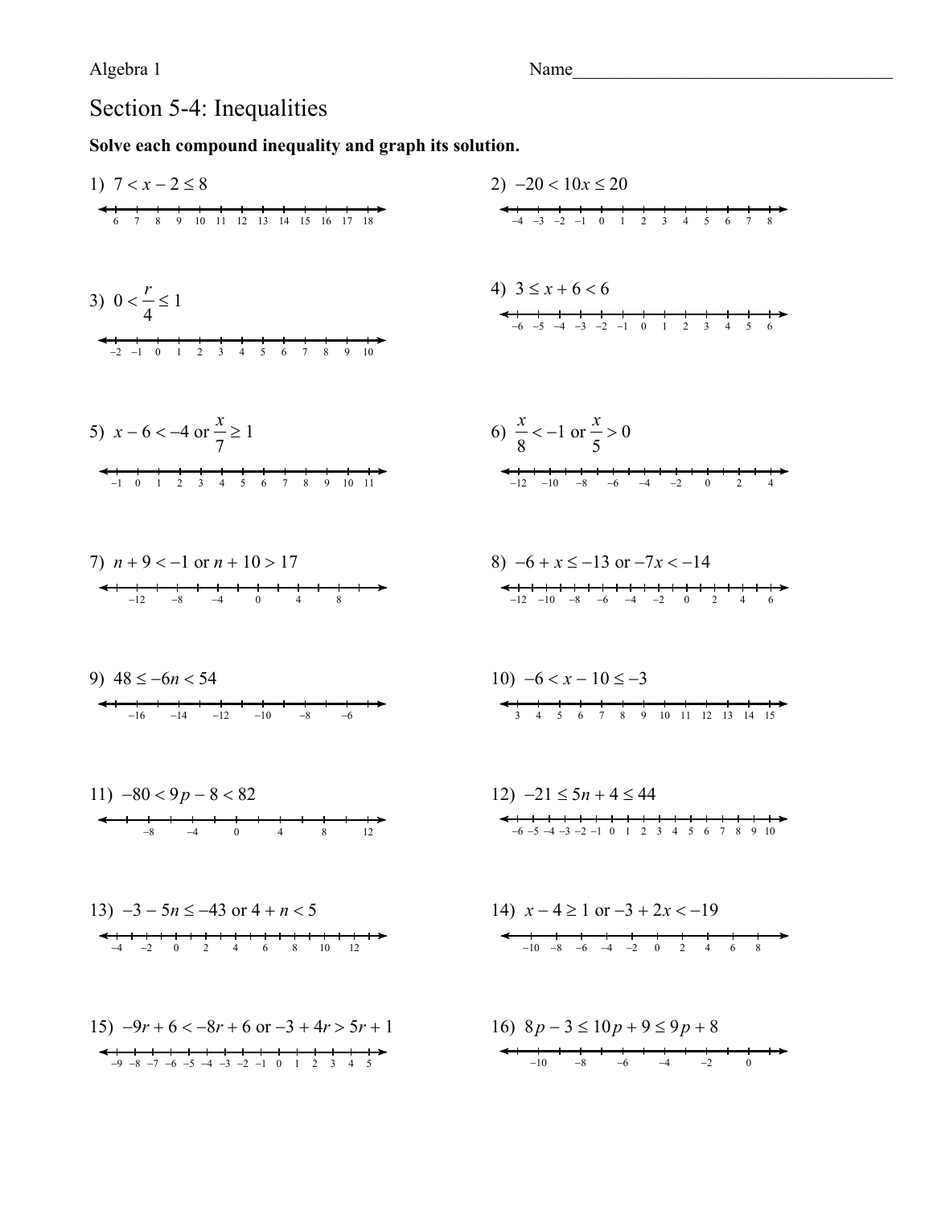Algebra 1 Name_____________________________________

# Section 5-4: Inequalities

**Solve each compound inequality and graph its solution.**

1) $7 < x - 2 \leq 8$

2) $-20 < 10x \leq 20$

3) $0 < \dfrac{r}{4} \leq 1$

4) $3 \leq x + 6 < 6$

5) $x - 6 < -4$ or $\dfrac{x}{7} \geq 1$

6) $\dfrac{x}{8} < -1$ or $\dfrac{x}{5} > 0$

7) $n + 9 < -1$ or $n + 10 > 17$

8) $-6 + x \leq -13$ or $-7x < -14$

9) $48 \leq -6n < 54$

10) $-6 < x - 10 \leq -3$

11) $-80 < 9p - 8 < 82$

12) $-21 \leq 5n + 4 \leq 44$

13) $-3 - 5n \leq -43$ or $4 + n < 5$

14) $x - 4 \geq 1$ or $-3 + 2x < -19$

15) $-9r + 6 < -8r + 6$ or $-3 + 4r > 5r + 1$

16) $8p - 3 \leq 10p + 9 \leq 9p + 8$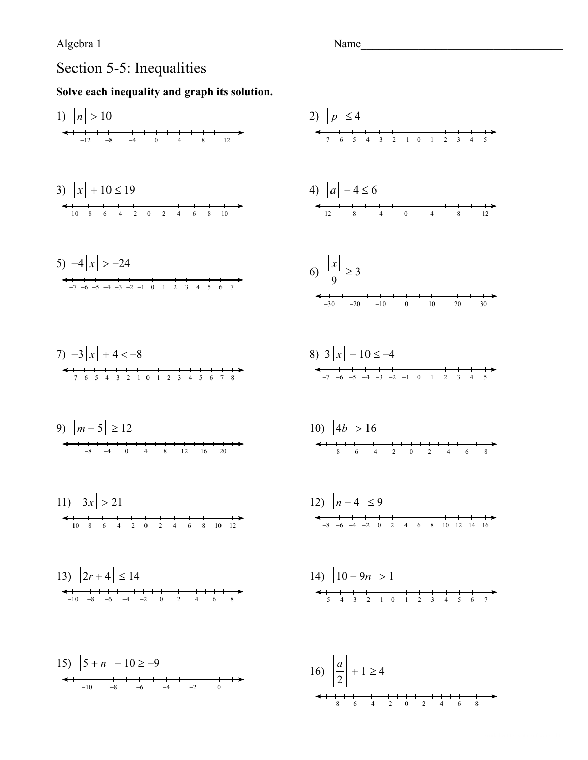Algebra 1

Name____________________________________

# Section 5-5: Inequalities

**Solve each inequality and graph its solution.**

1) $|n| > 10$

−12 −8 −4 0 4 8 12

2) $|p| \leq 4$

−7 −6 −5 −4 −3 −2 −1 0 1 2 3 4 5

3) $|x| + 10 \leq 19$

−10 −8 −6 −4 −2 0 2 4 6 8 10

4) $|a| - 4 \leq 6$

−12 −8 −4 0 4 8 12

5) $-4|x| > -24$

−7 −6 −5 −4 −3 −2 −1 0 1 2 3 4 5 6 7

6) $\dfrac{|x|}{9} \geq 3$

−30 −20 −10 0 10 20 30

7) $-3|x| + 4 < -8$

−7 −6 −5 −4 −3 −2 −1 0 1 2 3 4 5 6 7 8

8) $3|x| - 10 \leq -4$

−7 −6 −5 −4 −3 −2 −1 0 1 2 3 4 5

9) $|m - 5| \geq 12$

−8 −4 0 4 8 12 16 20

10) $|4b| > 16$

−8 −6 −4 −2 0 2 4 6 8

11) $|3x| > 21$

−10 −8 −6 −4 −2 0 2 4 6 8 10 12

12) $|n - 4| \leq 9$

−8 −6 −4 −2 0 2 4 6 8 10 12 14 16

13) $|2r + 4| \leq 14$

−10 −8 −6 −4 −2 0 2 4 6 8

14) $|10 - 9n| > 1$

−5 −4 −3 −2 −1 0 1 2 3 4 5 6 7

15) $|5 + n| - 10 \geq -9$

−10 −8 −6 −4 −2 0

16) $\left|\dfrac{a}{2}\right| + 1 \geq 4$

−8 −6 −4 −2 0 2 4 6 8